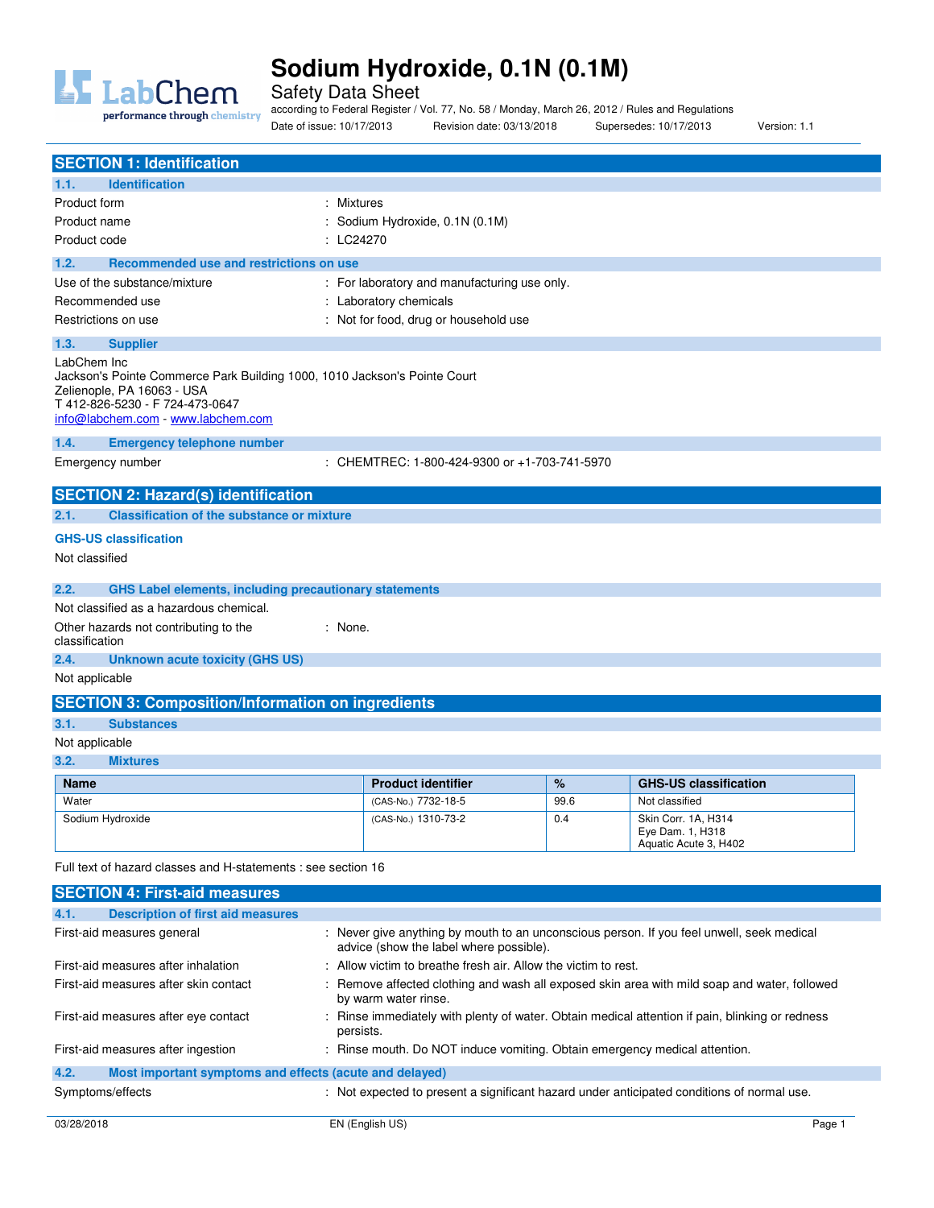# Sodium Hydroxide, 0.1N (0.1M)

Safety Data Sheet

according to Federal Register / Vol. 77, No. 58 / Monday, March 26, 2012 / Rules and Regulations

Date of issue: 10/17/2013 Revision date: 03/13/2018 Supersedes: 10/17/2013 Version: 1.1

## SECTION 1: Identification

### 1.1. Identification

Product form : Mixtures

Product name : Sodium Hydroxide, 0.1N (0.1M)

Product code : LC24270

### 1.2. Recommended use and restrictions on use

Use of the substance/mixture : For laboratory and manufacturing use only.

Recommended use : Laboratory chemicals

Restrictions on use : Not for food, drug or household use

### 1.3. Supplier

LabChem Inc
Jackson's Pointe Commerce Park Building 1000, 1010 Jackson's Pointe Court
Zelienople, PA 16063 - USA
T 412-826-5230 - F 724-473-0647
info@labchem.com - www.labchem.com

### 1.4. Emergency telephone number

Emergency number : CHEMTREC: 1-800-424-9300 or +1-703-741-5970

## SECTION 2: Hazard(s) identification

### 2.1. Classification of the substance or mixture

**GHS-US classification**

Not classified

### 2.2. GHS Label elements, including precautionary statements

Not classified as a hazardous chemical.

Other hazards not contributing to the classification : None.

### 2.4. Unknown acute toxicity (GHS US)

Not applicable

## SECTION 3: Composition/Information on ingredients

### 3.1. Substances

Not applicable

### 3.2. Mixtures

| Name | Product identifier | % | GHS-US classification |
|---|---|---|---|
| Water | (CAS-No.) 7732-18-5 | 99.6 | Not classified |
| Sodium Hydroxide | (CAS-No.) 1310-73-2 | 0.4 | Skin Corr. 1A, H314<br>Eye Dam. 1, H318<br>Aquatic Acute 3, H402 |

Full text of hazard classes and H-statements : see section 16

## SECTION 4: First-aid measures

### 4.1. Description of first aid measures

First-aid measures general : Never give anything by mouth to an unconscious person. If you feel unwell, seek medical advice (show the label where possible).

First-aid measures after inhalation : Allow victim to breathe fresh air. Allow the victim to rest.

First-aid measures after skin contact : Remove affected clothing and wash all exposed skin area with mild soap and water, followed by warm water rinse.

First-aid measures after eye contact : Rinse immediately with plenty of water. Obtain medical attention if pain, blinking or redness persists.

First-aid measures after ingestion : Rinse mouth. Do NOT induce vomiting. Obtain emergency medical attention.

### 4.2. Most important symptoms and effects (acute and delayed)

Symptoms/effects : Not expected to present a significant hazard under anticipated conditions of normal use.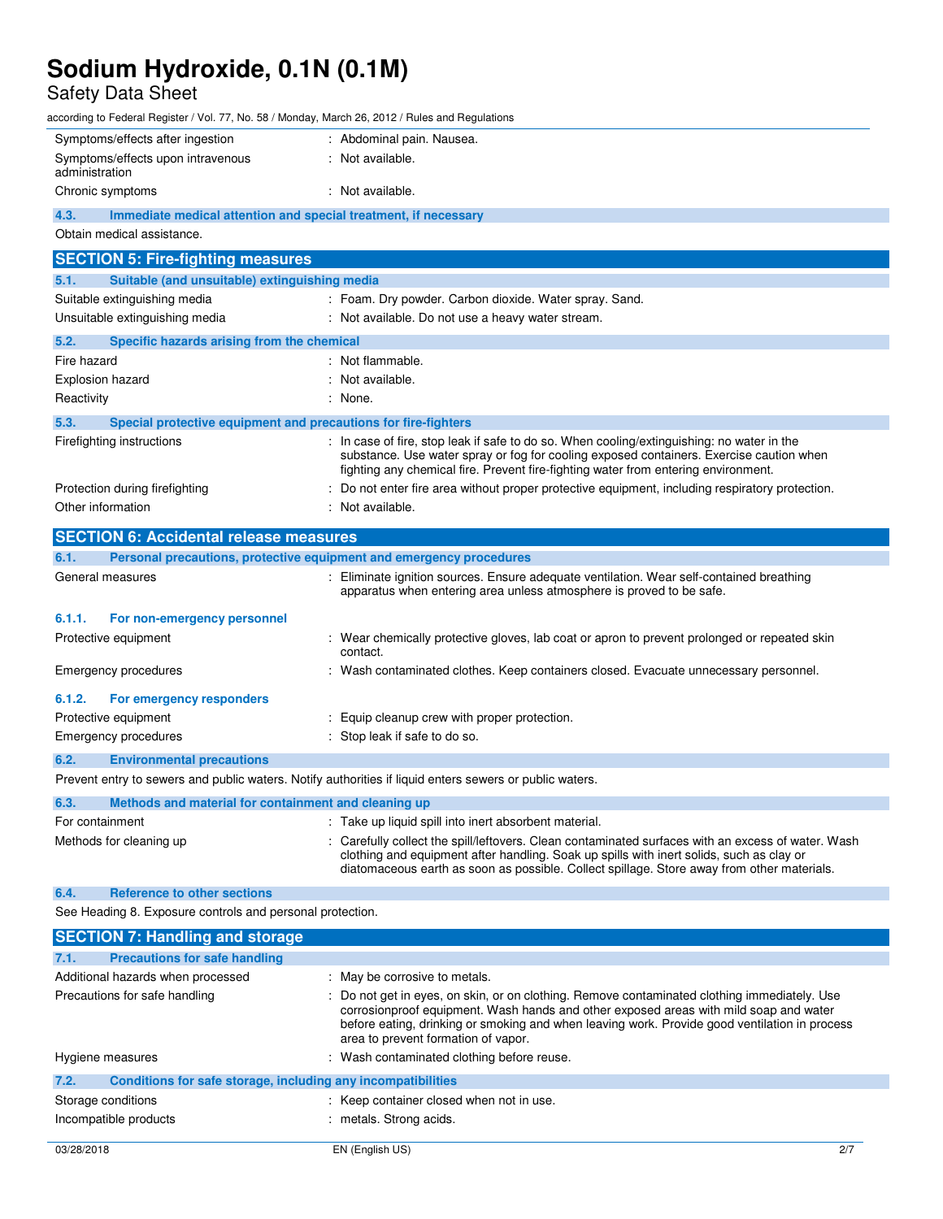| | |
|---|---|
| Symptoms/effects after ingestion | : Abdominal pain. Nausea. |
| Symptoms/effects upon intravenous administration | : Not available. |
| Chronic symptoms | : Not available. |

### 4.3. Immediate medical attention and special treatment, if necessary

Obtain medical assistance.

## SECTION 5: Fire-fighting measures

### 5.1. Suitable (and unsuitable) extinguishing media

| | |
|---|---|
| Suitable extinguishing media | : Foam. Dry powder. Carbon dioxide. Water spray. Sand. |
| Unsuitable extinguishing media | : Not available. Do not use a heavy water stream. |

### 5.2. Specific hazards arising from the chemical

| | |
|---|---|
| Fire hazard | : Not flammable. |
| Explosion hazard | : Not available. |
| Reactivity | : None. |

### 5.3. Special protective equipment and precautions for fire-fighters

| | |
|---|---|
| Firefighting instructions | : In case of fire, stop leak if safe to do so. When cooling/extinguishing: no water in the substance. Use water spray or fog for cooling exposed containers. Exercise caution when fighting any chemical fire. Prevent fire-fighting water from entering environment. |
| Protection during firefighting | : Do not enter fire area without proper protective equipment, including respiratory protection. |
| Other information | : Not available. |

## SECTION 6: Accidental release measures

### 6.1. Personal precautions, protective equipment and emergency procedures

| | |
|---|---|
| General measures | : Eliminate ignition sources. Ensure adequate ventilation. Wear self-contained breathing apparatus when entering area unless atmosphere is proved to be safe. |

#### 6.1.1. For non-emergency personnel

| | |
|---|---|
| Protective equipment | : Wear chemically protective gloves, lab coat or apron to prevent prolonged or repeated skin contact. |
| Emergency procedures | : Wash contaminated clothes. Keep containers closed. Evacuate unnecessary personnel. |

#### 6.1.2. For emergency responders

| | |
|---|---|
| Protective equipment | : Equip cleanup crew with proper protection. |
| Emergency procedures | : Stop leak if safe to do so. |

### 6.2. Environmental precautions

Prevent entry to sewers and public waters. Notify authorities if liquid enters sewers or public waters.

### 6.3. Methods and material for containment and cleaning up

| | |
|---|---|
| For containment | : Take up liquid spill into inert absorbent material. |
| Methods for cleaning up | : Carefully collect the spill/leftovers. Clean contaminated surfaces with an excess of water. Wash clothing and equipment after handling. Soak up spills with inert solids, such as clay or diatomaceous earth as soon as possible. Collect spillage. Store away from other materials. |

### 6.4. Reference to other sections

See Heading 8. Exposure controls and personal protection.

## SECTION 7: Handling and storage

### 7.1. Precautions for safe handling

| | |
|---|---|
| Additional hazards when processed | : May be corrosive to metals. |
| Precautions for safe handling | : Do not get in eyes, on skin, or on clothing. Remove contaminated clothing immediately. Use corrosionproof equipment. Wash hands and other exposed areas with mild soap and water before eating, drinking or smoking and when leaving work. Provide good ventilation in process area to prevent formation of vapor. |
| Hygiene measures | : Wash contaminated clothing before reuse. |

### 7.2. Conditions for safe storage, including any incompatibilities

| | |
|---|---|
| Storage conditions | : Keep container closed when not in use. |
| Incompatible products | : metals. Strong acids. |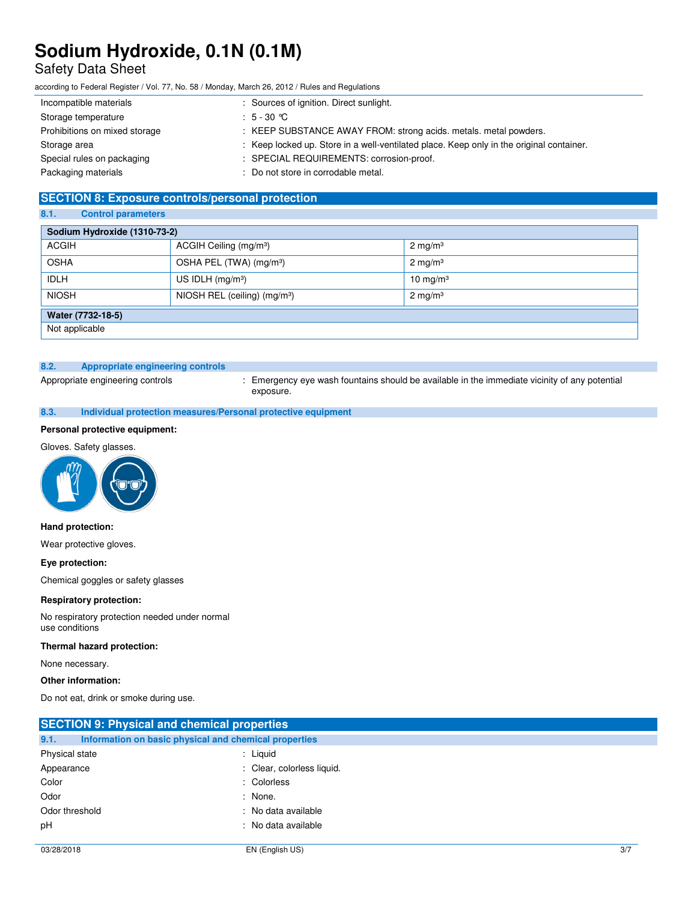| | | |
|---|---|---|
| Incompatible materials | : | Sources of ignition. Direct sunlight. |
| Storage temperature | : | 5 - 30 °C |
| Prohibitions on mixed storage | : | KEEP SUBSTANCE AWAY FROM: strong acids. metals. metal powders. |
| Storage area | : | Keep locked up. Store in a well-ventilated place. Keep only in the original container. |
| Special rules on packaging | : | SPECIAL REQUIREMENTS: corrosion-proof. |
| Packaging materials | : | Do not store in corrodable metal. |

## SECTION 8: Exposure controls/personal protection

### 8.1. Control parameters

| Sodium Hydroxide (1310-73-2) | | |
|---|---|---|
| ACGIH | ACGIH Ceiling (mg/m³) | 2 mg/m³ |
| OSHA | OSHA PEL (TWA) (mg/m³) | 2 mg/m³ |
| IDLH | US IDLH (mg/m³) | 10 mg/m³ |
| NIOSH | NIOSH REL (ceiling) (mg/m³) | 2 mg/m³ |

| Water (7732-18-5) |
|---|
| Not applicable |

### 8.2. Appropriate engineering controls

Appropriate engineering controls : Emergency eye wash fountains should be available in the immediate vicinity of any potential exposure.

### 8.3. Individual protection measures/Personal protective equipment

**Personal protective equipment:**

Gloves. Safety glasses.

**Hand protection:**

Wear protective gloves.

**Eye protection:**

Chemical goggles or safety glasses

**Respiratory protection:**

No respiratory protection needed under normal use conditions

**Thermal hazard protection:**

None necessary.

**Other information:**

Do not eat, drink or smoke during use.

## SECTION 9: Physical and chemical properties

### 9.1. Information on basic physical and chemical properties

| | | |
|---|---|---|
| Physical state | : | Liquid |
| Appearance | : | Clear, colorless liquid. |
| Color | : | Colorless |
| Odor | : | None. |
| Odor threshold | : | No data available |
| pH | : | No data available |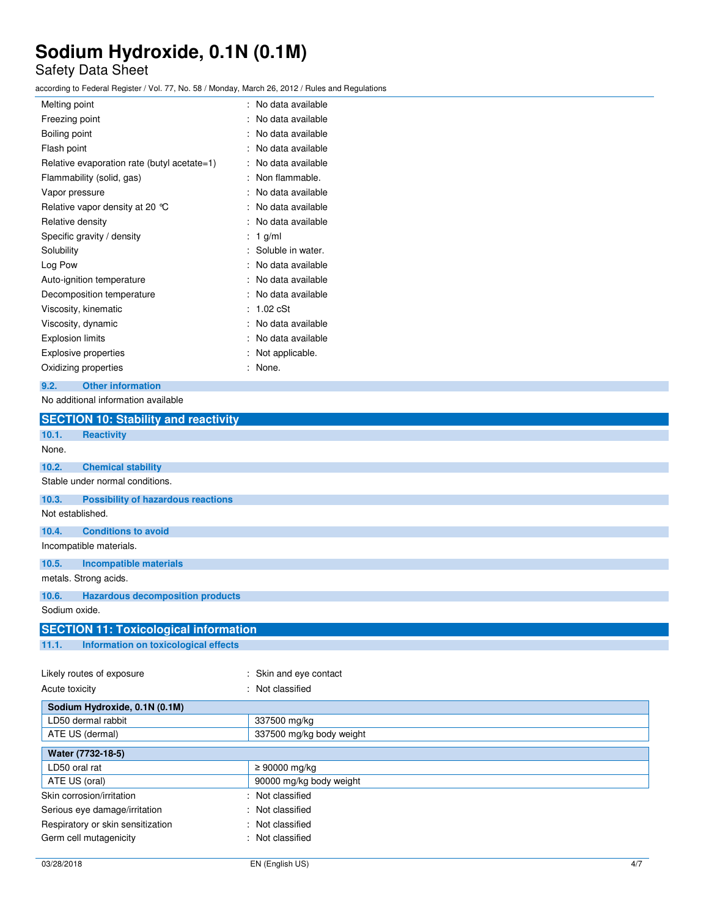| | |
|---|---|
| Melting point | : No data available |
| Freezing point | : No data available |
| Boiling point | : No data available |
| Flash point | : No data available |
| Relative evaporation rate (butyl acetate=1) | : No data available |
| Flammability (solid, gas) | : Non flammable. |
| Vapor pressure | : No data available |
| Relative vapor density at 20 °C | : No data available |
| Relative density | : No data available |
| Specific gravity / density | : 1 g/ml |
| Solubility | : Soluble in water. |
| Log Pow | : No data available |
| Auto-ignition temperature | : No data available |
| Decomposition temperature | : No data available |
| Viscosity, kinematic | : 1.02 cSt |
| Viscosity, dynamic | : No data available |
| Explosion limits | : No data available |
| Explosive properties | : Not applicable. |
| Oxidizing properties | : None. |

### 9.2. Other information

No additional information available

## SECTION 10: Stability and reactivity

### 10.1. Reactivity

None.

### 10.2. Chemical stability

Stable under normal conditions.

### 10.3. Possibility of hazardous reactions

Not established.

### 10.4. Conditions to avoid

Incompatible materials.

### 10.5. Incompatible materials

metals. Strong acids.

### 10.6. Hazardous decomposition products

Sodium oxide.

## SECTION 11: Toxicological information

### 11.1. Information on toxicological effects

| | |
|---|---|
| Likely routes of exposure | : Skin and eye contact |
| Acute toxicity | : Not classified |

| Sodium Hydroxide, 0.1N (0.1M) | |
|---|---|
| LD50 dermal rabbit | 337500 mg/kg |
| ATE US (dermal) | 337500 mg/kg body weight |

| Water (7732-18-5) | |
|---|---|
| LD50 oral rat | ≥ 90000 mg/kg |
| ATE US (oral) | 90000 mg/kg body weight |

| | |
|---|---|
| Skin corrosion/irritation | : Not classified |
| Serious eye damage/irritation | : Not classified |
| Respiratory or skin sensitization | : Not classified |
| Germ cell mutagenicity | : Not classified |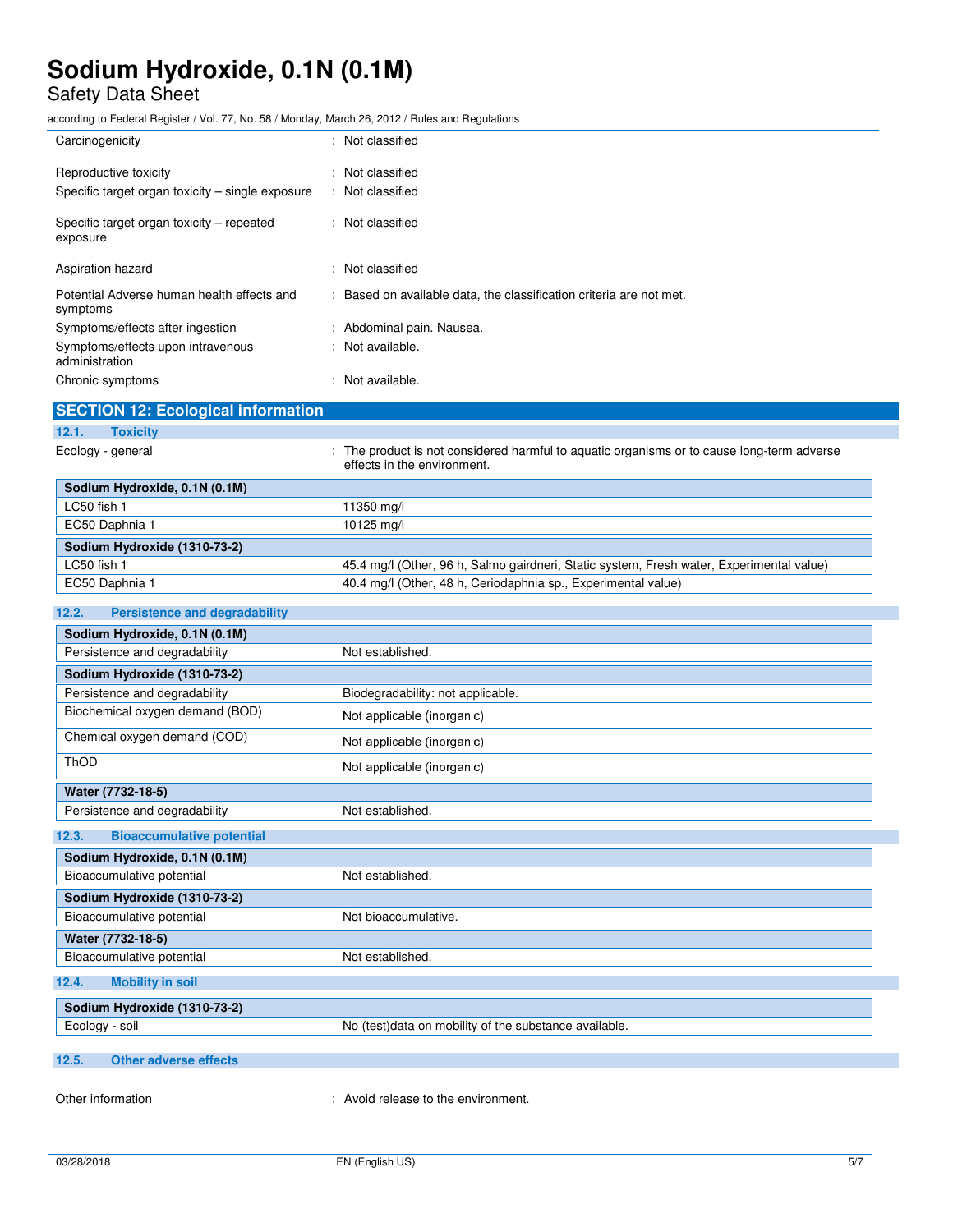| | |
|---|---|
| Carcinogenicity | : Not classified |
| Reproductive toxicity | : Not classified |
| Specific target organ toxicity – single exposure | : Not classified |
| Specific target organ toxicity – repeated exposure | : Not classified |
| Aspiration hazard | : Not classified |
| Potential Adverse human health effects and symptoms | : Based on available data, the classification criteria are not met. |
| Symptoms/effects after ingestion | : Abdominal pain. Nausea. |
| Symptoms/effects upon intravenous administration | : Not available. |
| Chronic symptoms | : Not available. |

## SECTION 12: Ecological information

### 12.1. Toxicity

Ecology - general : The product is not considered harmful to aquatic organisms or to cause long-term adverse effects in the environment.

| Sodium Hydroxide, 0.1N (0.1M) | |
|---|---|
| LC50 fish 1 | 11350 mg/l |
| EC50 Daphnia 1 | 10125 mg/l |
| **Sodium Hydroxide (1310-73-2)** | |
| LC50 fish 1 | 45.4 mg/l (Other, 96 h, Salmo gairdneri, Static system, Fresh water, Experimental value) |
| EC50 Daphnia 1 | 40.4 mg/l (Other, 48 h, Ceriodaphnia sp., Experimental value) |

### 12.2. Persistence and degradability

| Sodium Hydroxide, 0.1N (0.1M) | |
|---|---|
| Persistence and degradability | Not established. |
| **Sodium Hydroxide (1310-73-2)** | |
| Persistence and degradability | Biodegradability: not applicable. |
| Biochemical oxygen demand (BOD) | Not applicable (inorganic) |
| Chemical oxygen demand (COD) | Not applicable (inorganic) |
| ThOD | Not applicable (inorganic) |
| **Water (7732-18-5)** | |
| Persistence and degradability | Not established. |

### 12.3. Bioaccumulative potential

| Sodium Hydroxide, 0.1N (0.1M) | |
|---|---|
| Bioaccumulative potential | Not established. |
| **Sodium Hydroxide (1310-73-2)** | |
| Bioaccumulative potential | Not bioaccumulative. |
| **Water (7732-18-5)** | |
| Bioaccumulative potential | Not established. |

### 12.4. Mobility in soil

| Sodium Hydroxide (1310-73-2) | |
|---|---|
| Ecology - soil | No (test)data on mobility of the substance available. |

### 12.5. Other adverse effects

Other information : Avoid release to the environment.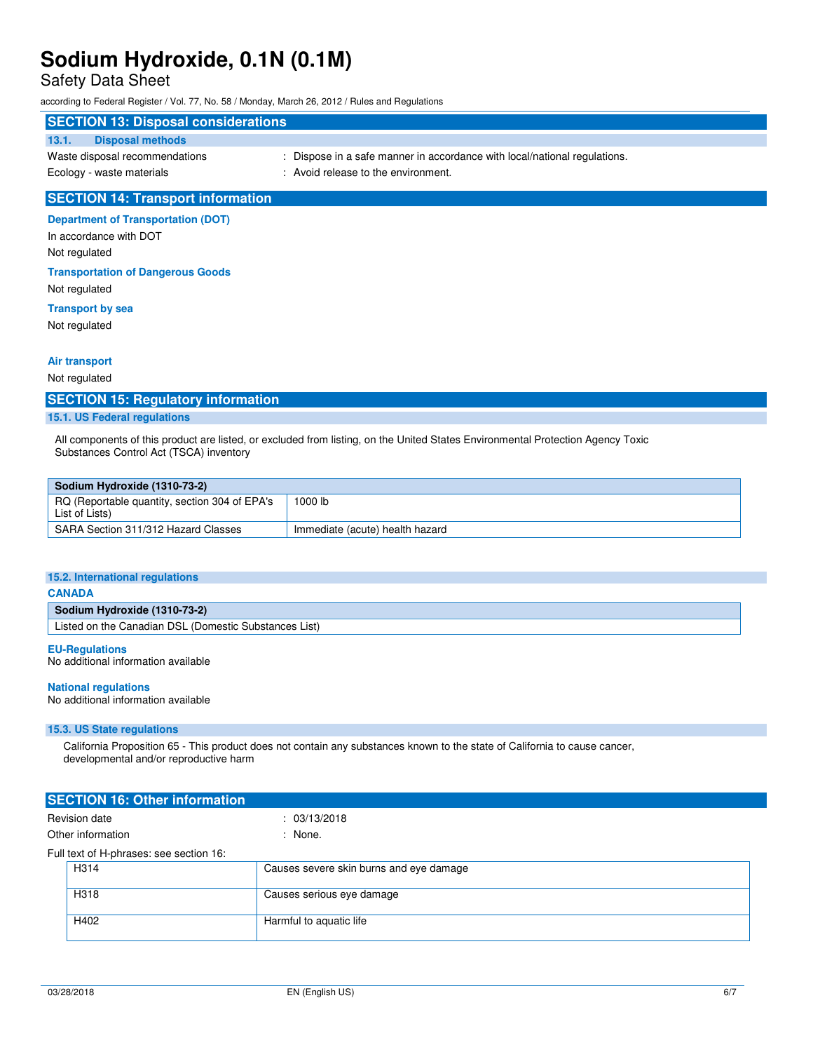## SECTION 13: Disposal considerations

### 13.1. Disposal methods

Waste disposal recommendations : Dispose in a safe manner in accordance with local/national regulations.

Ecology - waste materials : Avoid release to the environment.

## SECTION 14: Transport information

**Department of Transportation (DOT)**

In accordance with DOT

Not regulated

**Transportation of Dangerous Goods**

Not regulated

**Transport by sea**

Not regulated

**Air transport**

Not regulated

## SECTION 15: Regulatory information

### 15.1. US Federal regulations

All components of this product are listed, or excluded from listing, on the United States Environmental Protection Agency Toxic Substances Control Act (TSCA) inventory

| Sodium Hydroxide (1310-73-2) | |
|---|---|
| RQ (Reportable quantity, section 304 of EPA's List of Lists) | 1000 lb |
| SARA Section 311/312 Hazard Classes | Immediate (acute) health hazard |

### 15.2. International regulations

**CANADA**

| Sodium Hydroxide (1310-73-2) |
|---|
| Listed on the Canadian DSL (Domestic Substances List) |

**EU-Regulations**

No additional information available

**National regulations**

No additional information available

### 15.3. US State regulations

California Proposition 65 - This product does not contain any substances known to the state of California to cause cancer, developmental and/or reproductive harm

## SECTION 16: Other information

Revision date : 03/13/2018

Other information : None.

Full text of H-phrases: see section 16:

| | |
|---|---|
| H314 | Causes severe skin burns and eye damage |
| H318 | Causes serious eye damage |
| H402 | Harmful to aquatic life |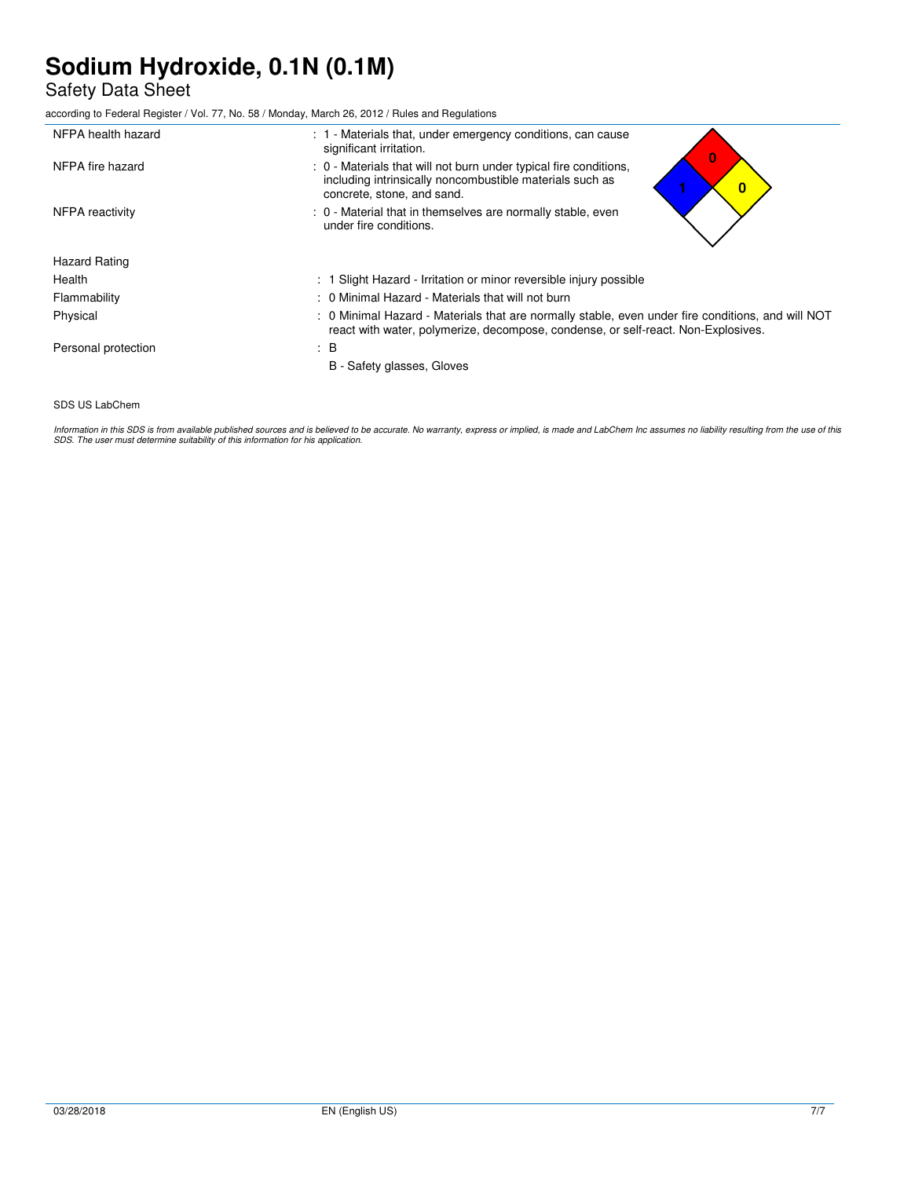| | |
|---|---|
| NFPA health hazard | : 1 - Materials that, under emergency conditions, can cause significant irritation. |
| NFPA fire hazard | : 0 - Materials that will not burn under typical fire conditions, including intrinsically noncombustible materials such as concrete, stone, and sand. |
| NFPA reactivity | : 0 - Material that in themselves are normally stable, even under fire conditions. |

0

1 0

| | |
|---|---|
| Hazard Rating | |
| Health | : 1 Slight Hazard - Irritation or minor reversible injury possible |
| Flammability | : 0 Minimal Hazard - Materials that will not burn |
| Physical | : 0 Minimal Hazard - Materials that are normally stable, even under fire conditions, and will NOT react with water, polymerize, decompose, condense, or self-react. Non-Explosives. |
| Personal protection | : B |
| | B - Safety glasses, Gloves |

SDS US LabChem

*Information in this SDS is from available published sources and is believed to be accurate. No warranty, express or implied, is made and LabChem Inc assumes no liability resulting from the use of this SDS. The user must determine suitability of this information for his application.*